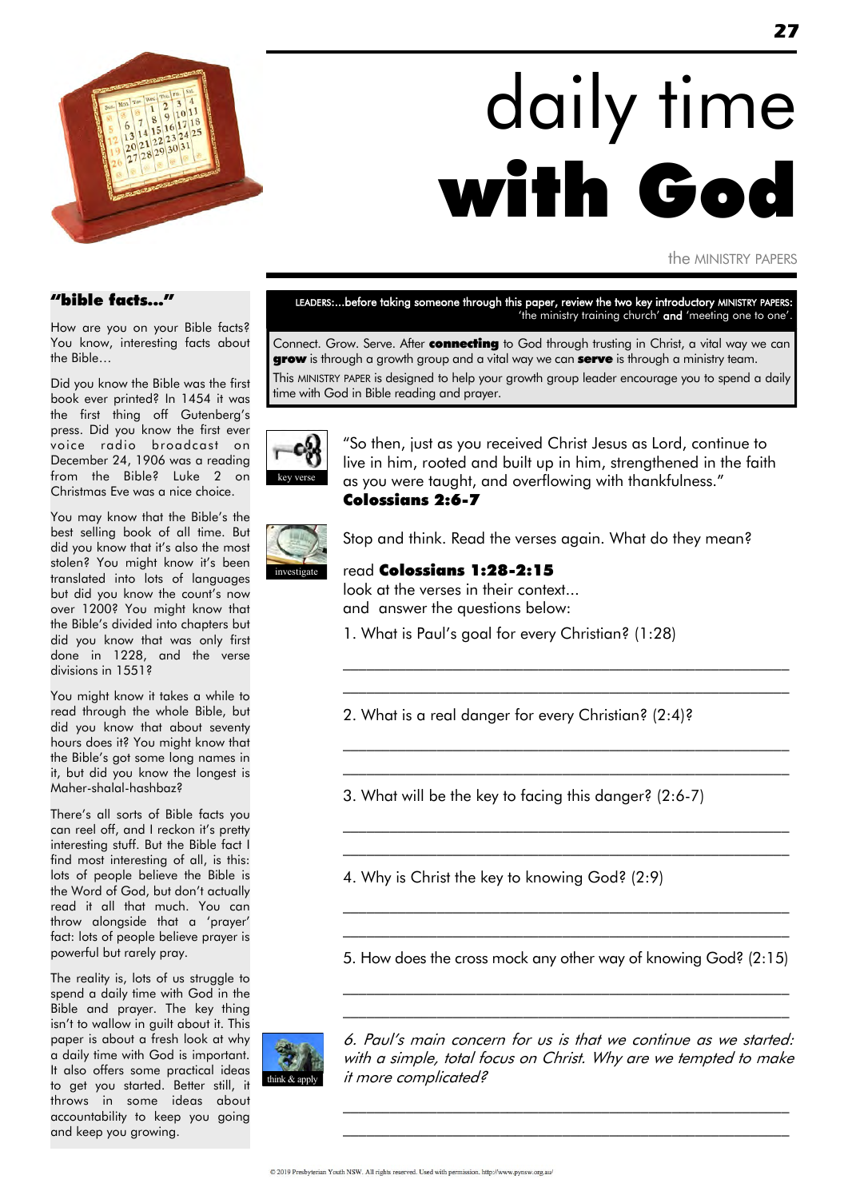# daily time **with God**

the MINISTRY PAPERS

LEADERS:...before taking someone through this paper, review the two key introductory MINISTRY PAPERS: 'the ministry training church' **and** 'meeting one to one'.

Connect. Grow. Serve. After **connecting** to God through trusting in Christ, a vital way we can **grow** is through a growth group and a vital way we can **serve** is through a ministry team.

This MINISTRY PAPER is designed to help your growth group leader encourage you to spend a daily time with God in Bible reading and prayer.

key verse

"So then, just as you received Christ Jesus as Lord, continue to live in him, rooted and built up in him, strengthened in the faith as you were taught, and overflowing with thankfulness."
**Colossians 2:6-7**

investigate

Stop and think. Read the verses again. What do they mean?

read **Colossians 1:28-2:15**
look at the verses in their context...
and answer the questions below:

1. What is Paul's goal for every Christian? (1:28)

___________________________________________________

___________________________________________________

2. What is a real danger for every Christian? (2:4)?

___________________________________________________

___________________________________________________

3. What will be the key to facing this danger? (2:6-7)

___________________________________________________

___________________________________________________

4. Why is Christ the key to knowing God? (2:9)

___________________________________________________

___________________________________________________

5. How does the cross mock any other way of knowing God? (2:15)

___________________________________________________

___________________________________________________

think & apply

*6. Paul's main concern for us is that we continue as we started: with a simple, total focus on Christ. Why are we tempted to make it more complicated?*

___________________________________________________

___________________________________________________

## "bible facts..."

How are you on your Bible facts? You know, interesting facts about the Bible...

Did you know the Bible was the first book ever printed? In 1454 it was the first thing off Gutenberg's press. Did you know the first ever voice radio broadcast on December 24, 1906 was a reading from the Bible? Luke 2 on Christmas Eve was a nice choice.

You may know that the Bible's the best selling book of all time. But did you know that it's also the most stolen? You might know it's been translated into lots of languages but did you know the count's now over 1200? You might know that the Bible's divided into chapters but did you know that was only first done in 1228, and the verse divisions in 1551?

You might know it takes a while to read through the whole Bible, but did you know that about seventy hours does it? You might know that the Bible's got some long names in it, but did you know the longest is Maher-shalal-hashbaz?

There's all sorts of Bible facts you can reel off, and I reckon it's pretty interesting stuff. But the Bible fact I find most interesting of all, is this: lots of people believe the Bible is the Word of God, but don't actually read it all that much. You can throw alongside that a 'prayer' fact: lots of people believe prayer is powerful but rarely pray.

The reality is, lots of us struggle to spend a daily time with God in the Bible and prayer. The key thing isn't to wallow in guilt about it. This paper is about a fresh look at why a daily time with God is important. It also offers some practical ideas to get you started. Better still, it throws in some ideas about accountability to keep you going and keep you growing.

© 2019 Presbyterian Youth NSW. All rights reserved. Used with permission. http://www.pynsw.org.au/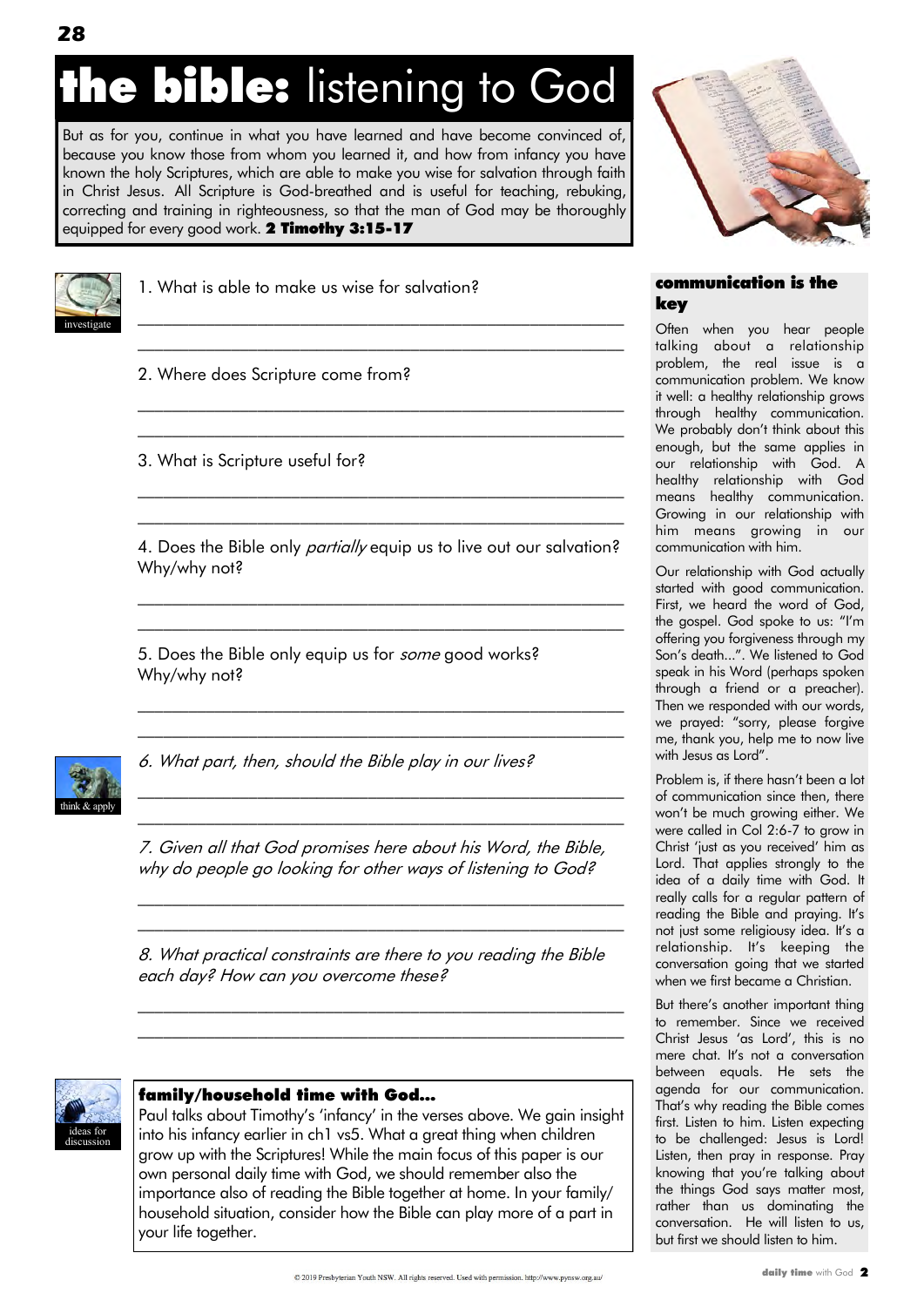# **the bible:** listening to God

But as for you, continue in what you have learned and have become convinced of, because you know those from whom you learned it, and how from infancy you have known the holy Scriptures, which are able to make you wise for salvation through faith in Christ Jesus. All Scripture is God-breathed and is useful for teaching, rebuking, correcting and training in righteousness, so that the man of God may be thoroughly equipped for every good work. **2 Timothy 3:15-17**

investigate

1. What is able to make us wise for salvation?

_______________________________________________

_______________________________________________

2. Where does Scripture come from?

_______________________________________________

_______________________________________________

3. What is Scripture useful for?

_______________________________________________

_______________________________________________

4. Does the Bible only *partially* equip us to live out our salvation? Why/why not?

_______________________________________________

_______________________________________________

5. Does the Bible only equip us for *some* good works? Why/why not?

_______________________________________________

_______________________________________________

think & apply

*6. What part, then, should the Bible play in our lives?*

_______________________________________________

_______________________________________________

*7. Given all that God promises here about his Word, the Bible, why do people go looking for other ways of listening to God?*

_______________________________________________

_______________________________________________

*8. What practical constraints are there to you reading the Bible each day? How can you overcome these?*

_______________________________________________

_______________________________________________

ideas for discussion

### family/household time with God...

Paul talks about Timothy's 'infancy' in the verses above. We gain insight into his infancy earlier in ch1 vs5. What a great thing when children grow up with the Scriptures! While the main focus of this paper is our own personal daily time with God, we should remember also the importance also of reading the Bible together at home. In your family/ household situation, consider how the Bible can play more of a part in your life together.

### communication is the key

Often when you hear people talking about a relationship problem, the real issue is a communication problem. We know it well: a healthy relationship grows through healthy communication. We probably don't think about this enough, but the same applies in our relationship with God. A healthy relationship with God means healthy communication. Growing in our relationship with him means growing in our communication with him.

Our relationship with God actually started with good communication. First, we heard the word of God, the gospel. God spoke to us: "I'm offering you forgiveness through my Son's death...". We listened to God speak in his Word (perhaps spoken through a friend or a preacher). Then we responded with our words, we prayed: "sorry, please forgive me, thank you, help me to now live with Jesus as Lord".

Problem is, if there hasn't been a lot of communication since then, there won't be much growing either. We were called in Col 2:6-7 to grow in Christ 'just as you received' him as Lord. That applies strongly to the idea of a daily time with God. It really calls for a regular pattern of reading the Bible and praying. It's not just some religious idea. It's a relationship. It's keeping the conversation going that we started when we first became a Christian.

But there's another important thing to remember. Since we received Christ Jesus 'as Lord', this is no mere chat. It's not a conversation between equals. He sets the agenda for our communication. That's why reading the Bible comes first. Listen to him. Listen expecting to be challenged: Jesus is Lord! Listen, then pray in response. Pray knowing that you're talking about the things God says matter most, rather than us dominating the conversation. He will listen to us, but first we should listen to him.

© 2019 Presbyterian Youth NSW. All rights reserved. Used with permission. http://www.pynsw.org.au/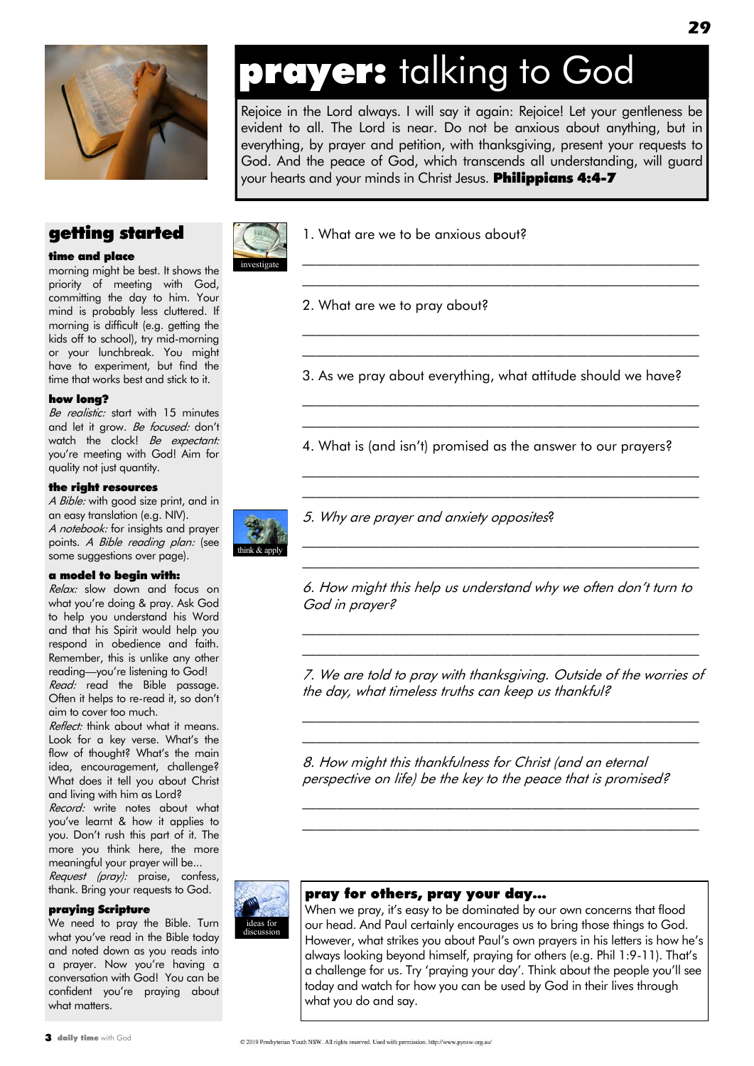# **prayer:** talking to God

Rejoice in the Lord always. I will say it again: Rejoice! Let your gentleness be evident to all. The Lord is near. Do not be anxious about anything, but in everything, by prayer and petition, with thanksgiving, present your requests to God. And the peace of God, which transcends all understanding, will guard your hearts and your minds in Christ Jesus. **Philippians 4:4-7**

## getting started

### time and place

morning might be best. It shows the priority of meeting with God, committing the day to him. Your mind is probably less cluttered. If morning is difficult (e.g. getting the kids off to school), try mid-morning or your lunchbreak. You might have to experiment, but find the time that works best and stick to it.

### how long?

*Be realistic:* start with 15 minutes and let it grow. *Be focused:* don't watch the clock! *Be expectant:* you're meeting with God! Aim for quality not just quantity.

### the right resources

*A Bible:* with good size print, and in an easy translation (e.g. NIV).
*A notebook:* for insights and prayer points. *A Bible reading plan:* (see some suggestions over page).

### a model to begin with:

*Relax:* slow down and focus on what you're doing & pray. Ask God to help you understand his Word and that his Spirit would help you respond in obedience and faith. Remember, this is unlike any other reading—you're listening to God!
*Read:* read the Bible passage. Often it helps to re-read it, so don't aim to cover too much.
*Reflect:* think about what it means. Look for a key verse. What's the flow of thought? What's the main idea, encouragement, challenge? What does it tell you about Christ and living with him as Lord?
*Record:* write notes about what you've learnt & how it applies to you. Don't rush this part of it. The more you think here, the more meaningful your prayer will be...
*Request (pray):* praise, confess, thank. Bring your requests to God.

### praying Scripture

We need to pray the Bible. Turn what you've read in the Bible today and noted down as you reads into a prayer. Now you're having a conversation with God! You can be confident you're praying about what matters.

investigate

1. What are we to be anxious about?

___________________________________________

___________________________________________

2. What are we to pray about?

___________________________________________

___________________________________________

3. As we pray about everything, what attitude should we have?

___________________________________________

___________________________________________

4. What is (and isn't) promised as the answer to our prayers?

___________________________________________

___________________________________________

think & apply

*5. Why are prayer and anxiety opposites?*

___________________________________________

___________________________________________

*6. How might this help us understand why we often don't turn to God in prayer?*

___________________________________________

___________________________________________

*7. We are told to pray with thanksgiving. Outside of the worries of the day, what timeless truths can keep us thankful?*

___________________________________________

___________________________________________

*8. How might this thankfulness for Christ (and an eternal perspective on life) be the key to the peace that is promised?*

___________________________________________

___________________________________________

ideas for discussion

### pray for others, pray your day...

When we pray, it's easy to be dominated by our own concerns that flood our head. And Paul certainly encourages us to bring those things to God. However, what strikes you about Paul's own prayers in his letters is how he's always looking beyond himself, praying for others (e.g. Phil 1:9-11). That's a challenge for us. Try 'praying your day'. Think about the people you'll see today and watch for how you can be used by God in their lives through what you do and say.

© 2019 Presbyterian Youth NSW. All rights reserved. Used with permission. http://www.pynsw.org.au/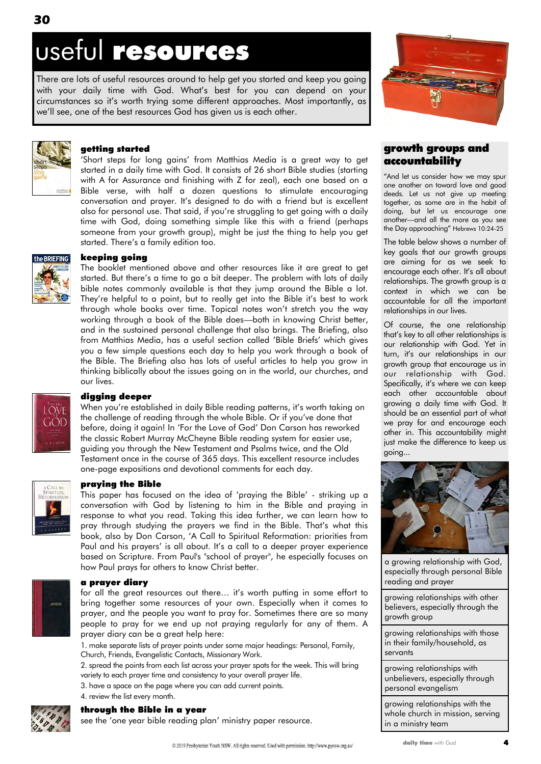# useful **resources**

There are lots of useful resources around to help get you started and keep you going with your daily time with God. What's best for you can depend on your circumstances so it's worth trying some different approaches. Most importantly, as we'll see, one of the best resources God has given us is each other.

### getting started

'Short steps for long gains' from Matthias Media is a great way to get started in a daily time with God. It consists of 26 short Bible studies (starting with A for Assurance and finishing with Z for zeal), each one based on a Bible verse, with half a dozen questions to stimulate encouraging conversation and prayer. It's designed to do with a friend but is excellent also for personal use. That said, if you're struggling to get going with a daily time with God, doing something simple like this with a friend (perhaps someone from your growth group), might be just the thing to help you get started. There's a family edition too.

### keeping going

The booklet mentioned above and other resources like it are great to get started. But there's a time to go a bit deeper. The problem with lots of daily bible notes commonly available is that they jump around the Bible a lot. They're helpful to a point, but to really get into the Bible it's best to work through whole books over time. Topical notes won't stretch you the way working through a book of the Bible does—both in knowing Christ better, and in the sustained personal challenge that also brings. The Briefing, also from Matthias Media, has a useful section called 'Bible Briefs' which gives you a few simple questions each day to help you work through a book of the Bible. The Briefing also has lots of useful articles to help you grow in thinking biblically about the issues going on in the world, our churches, and our lives.

### digging deeper

When you're established in daily Bible reading patterns, it's worth taking on the challenge of reading through the whole Bible. Or if you've done that before, doing it again! In 'For the Love of God' Don Carson has reworked the classic Robert Murray McCheyne Bible reading system for easier use, guiding you through the New Testament and Psalms twice, and the Old Testament once in the course of 365 days. This excellent resource includes one-page expositions and devotional comments for each day.

### praying the Bible

This paper has focused on the idea of 'praying the Bible' - striking up a conversation with God by listening to him in the Bible and praying in response to what you read. Taking this idea further, we can learn how to pray through studying the prayers we find in the Bible. That's what this book, also by Don Carson, 'A Call to Spiritual Reformation: priorities from Paul and his prayers' is all about. It's a call to a deeper prayer experience based on Scripture. From Paul's "school of prayer", he especially focuses on how Paul prays for others to know Christ better.

### a prayer diary

for all the great resources out there… it's worth putting in some effort to bring together some resources of your own. Especially when it comes to prayer, and the people you want to pray for. Sometimes there are so many people to pray for we end up not praying regularly for any of them. A prayer diary can be a great help here:

1. make separate lists of prayer points under some major headings: Personal, Family, Church, Friends, Evangelistic Contacts, Missionary Work.
2. spread the points from each list across your prayer spots for the week. This will bring variety to each prayer time and consistency to your overall prayer life.
3. have a space on the page where you can add current points.
4. review the list every month.

### through the Bible in a year

see the 'one year bible reading plan' ministry paper resource.

## growth groups and accountability

"And let us consider how we may spur one another on toward love and good deeds. Let us not give up meeting together, as some are in the habit of doing, but let us encourage one another—and all the more as you see the Day approaching" Hebrews 10:24-25

The table below shows a number of key goals that our growth groups are aiming for as we seek to encourage each other. It's all about relationships. The growth group is a context in which we can be accountable for all the important relationships in our lives.

Of course, the one relationship that's key to all other relationships is our relationship with God. Yet in turn, it's our relationships in our growth group that encourage us in our relationship with God. Specifically, it's where we can keep each other accountable about growing a daily time with God. It should be an essential part of what we pray for and encourage each other in. This accountability might just make the difference to keep us going...

| |
|---|
| a growing relationship with God, especially through personal Bible reading and prayer |
| growing relationships with other believers, especially through the growth group |
| growing relationships with those in their family/household, as servants |
| growing relationships with unbelievers, especially through personal evangelism |
| growing relationships with the whole church in mission, serving in a ministry team |

© 2019 Presbyterian Youth NSW. All rights reserved. Used with permission. http://www.pynsw.org.au/